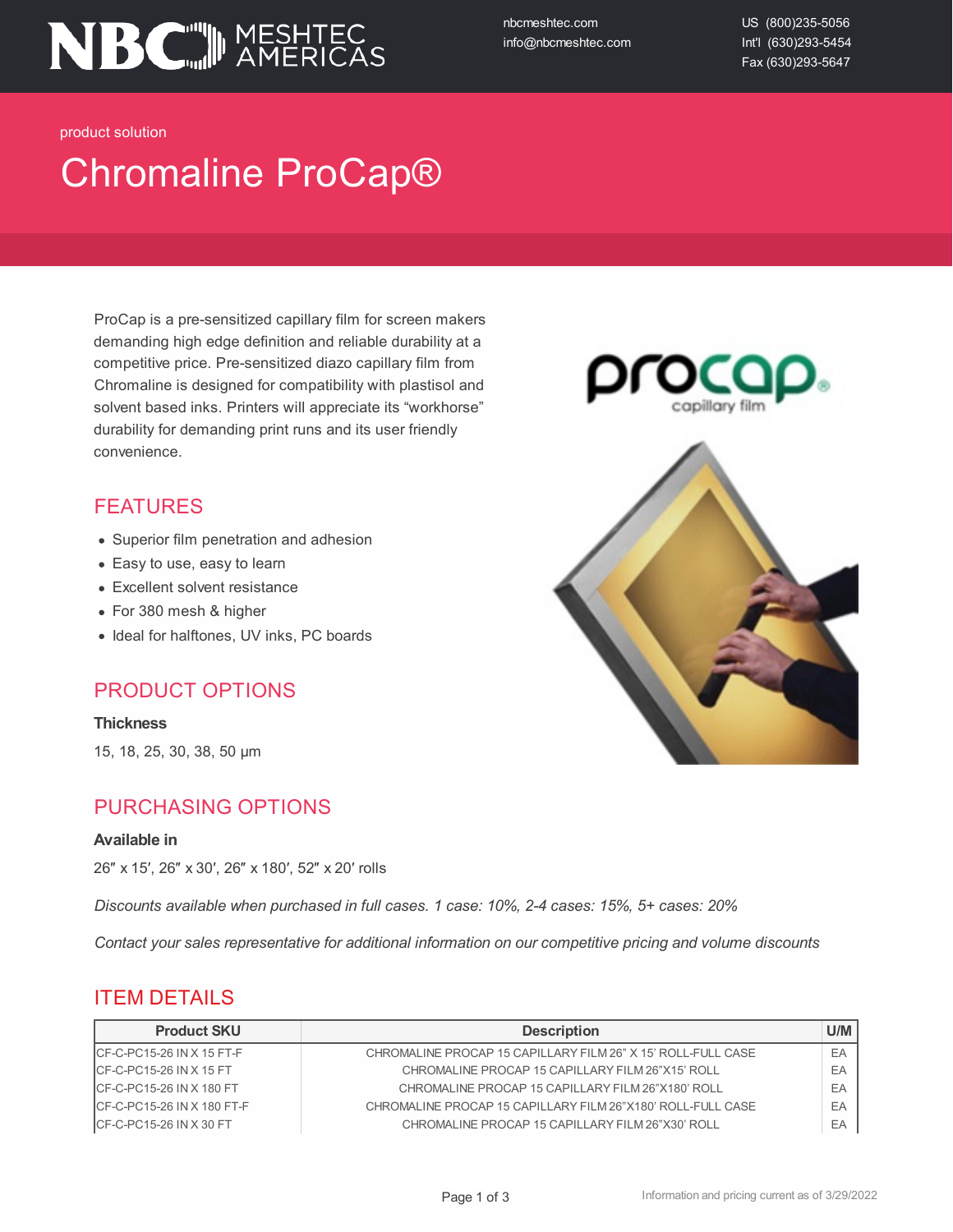NBC MESHTEC AMERICAS

nbcmeshtec.com
info@nbcmeshtec.com

US (800)235-5056
Int'l (630)293-5454
Fax (630)293-5647

product solution

# Chromaline ProCap®

ProCap is a pre-sensitized capillary film for screen makers demanding high edge definition and reliable durability at a competitive price. Pre-sensitized diazo capillary film from Chromaline is designed for compatibility with plastisol and solvent based inks. Printers will appreciate its "workhorse" durability for demanding print runs and its user friendly convenience.

## FEATURES

- Superior film penetration and adhesion
- Easy to use, easy to learn
- Excellent solvent resistance
- For 380 mesh & higher
- Ideal for halftones, UV inks, PC boards

## PRODUCT OPTIONS

**Thickness**

15, 18, 25, 30, 38, 50 µm

## PURCHASING OPTIONS

**Available in**

26″ x 15′, 26″ x 30′, 26″ x 180′, 52″ x 20′ rolls

*Discounts available when purchased in full cases. 1 case: 10%, 2-4 cases: 15%, 5+ cases: 20%*

*Contact your sales representative for additional information on our competitive pricing and volume discounts*

## ITEM DETAILS

| Product SKU | Description | U/M |
|---|---|---|
| CF-C-PC15-26 IN X 15 FT-F | CHROMALINE PROCAP 15 CAPILLARY FILM 26" X 15' ROLL-FULL CASE | EA |
| CF-C-PC15-26 IN X 15 FT | CHROMALINE PROCAP 15 CAPILLARY FILM 26"X15' ROLL | EA |
| CF-C-PC15-26 IN X 180 FT | CHROMALINE PROCAP 15 CAPILLARY FILM 26"X180' ROLL | EA |
| CF-C-PC15-26 IN X 180 FT-F | CHROMALINE PROCAP 15 CAPILLARY FILM 26"X180' ROLL-FULL CASE | EA |
| CF-C-PC15-26 IN X 30 FT | CHROMALINE PROCAP 15 CAPILLARY FILM 26"X30' ROLL | EA |

Information and pricing current as of 3/29/2022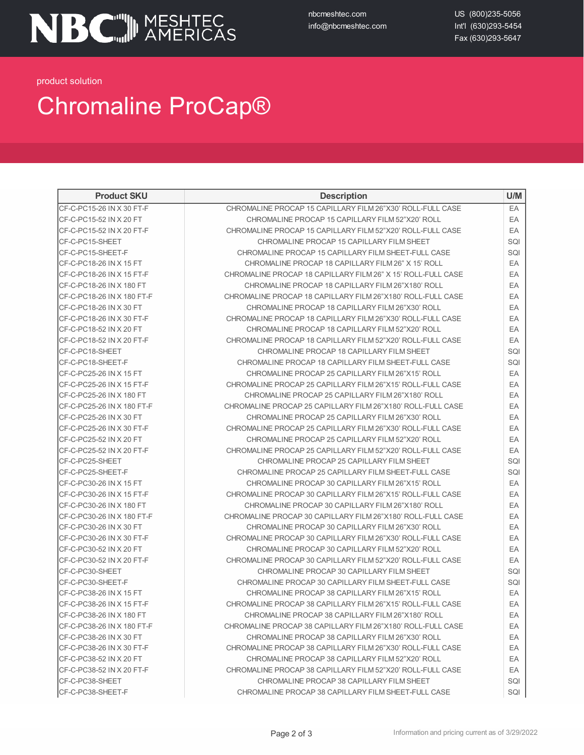product solution

# Chromaline ProCap®

| Product SKU | Description | U/M |
|---|---|---|
| CF-C-PC15-26 IN X 30 FT-F | CHROMALINE PROCAP 15 CAPILLARY FILM 26"X30' ROLL-FULL CASE | EA |
| CF-C-PC15-52 IN X 20 FT | CHROMALINE PROCAP 15 CAPILLARY FILM 52"X20' ROLL | EA |
| CF-C-PC15-52 IN X 20 FT-F | CHROMALINE PROCAP 15 CAPILLARY FILM 52"X20' ROLL-FULL CASE | EA |
| CF-C-PC15-SHEET | CHROMALINE PROCAP 15 CAPILLARY FILM SHEET | SQI |
| CF-C-PC15-SHEET-F | CHROMALINE PROCAP 15 CAPILLARY FILM SHEET-FULL CASE | SQI |
| CF-C-PC18-26 IN X 15 FT | CHROMALINE PROCAP 18 CAPILLARY FILM 26" X 15' ROLL | EA |
| CF-C-PC18-26 IN X 15 FT-F | CHROMALINE PROCAP 18 CAPILLARY FILM 26" X 15' ROLL-FULL CASE | EA |
| CF-C-PC18-26 IN X 180 FT | CHROMALINE PROCAP 18 CAPILLARY FILM 26"X180' ROLL | EA |
| CF-C-PC18-26 IN X 180 FT-F | CHROMALINE PROCAP 18 CAPILLARY FILM 26"X180' ROLL-FULL CASE | EA |
| CF-C-PC18-26 IN X 30 FT | CHROMALINE PROCAP 18 CAPILLARY FILM 26"X30' ROLL | EA |
| CF-C-PC18-26 IN X 30 FT-F | CHROMALINE PROCAP 18 CAPILLARY FILM 26"X30' ROLL-FULL CASE | EA |
| CF-C-PC18-52 IN X 20 FT | CHROMALINE PROCAP 18 CAPILLARY FILM 52"X20' ROLL | EA |
| CF-C-PC18-52 IN X 20 FT-F | CHROMALINE PROCAP 18 CAPILLARY FILM 52"X20' ROLL-FULL CASE | EA |
| CF-C-PC18-SHEET | CHROMALINE PROCAP 18 CAPILLARY FILM SHEET | SQI |
| CF-C-PC18-SHEET-F | CHROMALINE PROCAP 18 CAPILLARY FILM SHEET-FULL CASE | SQI |
| CF-C-PC25-26 IN X 15 FT | CHROMALINE PROCAP 25 CAPILLARY FILM 26"X15' ROLL | EA |
| CF-C-PC25-26 IN X 15 FT-F | CHROMALINE PROCAP 25 CAPILLARY FILM 26"X15' ROLL-FULL CASE | EA |
| CF-C-PC25-26 IN X 180 FT | CHROMALINE PROCAP 25 CAPILLARY FILM 26"X180' ROLL | EA |
| CF-C-PC25-26 IN X 180 FT-F | CHROMALINE PROCAP 25 CAPILLARY FILM 26"X180' ROLL-FULL CASE | EA |
| CF-C-PC25-26 IN X 30 FT | CHROMALINE PROCAP 25 CAPILLARY FILM 26"X30' ROLL | EA |
| CF-C-PC25-26 IN X 30 FT-F | CHROMALINE PROCAP 25 CAPILLARY FILM 26"X30' ROLL-FULL CASE | EA |
| CF-C-PC25-52 IN X 20 FT | CHROMALINE PROCAP 25 CAPILLARY FILM 52"X20' ROLL | EA |
| CF-C-PC25-52 IN X 20 FT-F | CHROMALINE PROCAP 25 CAPILLARY FILM 52"X20' ROLL-FULL CASE | EA |
| CF-C-PC25-SHEET | CHROMALINE PROCAP 25 CAPILLARY FILM SHEET | SQI |
| CF-C-PC25-SHEET-F | CHROMALINE PROCAP 25 CAPILLARY FILM SHEET-FULL CASE | SQI |
| CF-C-PC30-26 IN X 15 FT | CHROMALINE PROCAP 30 CAPILLARY FILM 26"X15' ROLL | EA |
| CF-C-PC30-26 IN X 15 FT-F | CHROMALINE PROCAP 30 CAPILLARY FILM 26"X15' ROLL-FULL CASE | EA |
| CF-C-PC30-26 IN X 180 FT | CHROMALINE PROCAP 30 CAPILLARY FILM 26"X180' ROLL | EA |
| CF-C-PC30-26 IN X 180 FT-F | CHROMALINE PROCAP 30 CAPILLARY FILM 26"X180' ROLL-FULL CASE | EA |
| CF-C-PC30-26 IN X 30 FT | CHROMALINE PROCAP 30 CAPILLARY FILM 26"X30' ROLL | EA |
| CF-C-PC30-26 IN X 30 FT-F | CHROMALINE PROCAP 30 CAPILLARY FILM 26"X30' ROLL-FULL CASE | EA |
| CF-C-PC30-52 IN X 20 FT | CHROMALINE PROCAP 30 CAPILLARY FILM 52"X20' ROLL | EA |
| CF-C-PC30-52 IN X 20 FT-F | CHROMALINE PROCAP 30 CAPILLARY FILM 52"X20' ROLL-FULL CASE | EA |
| CF-C-PC30-SHEET | CHROMALINE PROCAP 30 CAPILLARY FILM SHEET | SQI |
| CF-C-PC30-SHEET-F | CHROMALINE PROCAP 30 CAPILLARY FILM SHEET-FULL CASE | SQI |
| CF-C-PC38-26 IN X 15 FT | CHROMALINE PROCAP 38 CAPILLARY FILM 26"X15' ROLL | EA |
| CF-C-PC38-26 IN X 15 FT-F | CHROMALINE PROCAP 38 CAPILLARY FILM 26"X15' ROLL-FULL CASE | EA |
| CF-C-PC38-26 IN X 180 FT | CHROMALINE PROCAP 38 CAPILLARY FILM 26"X180' ROLL | EA |
| CF-C-PC38-26 IN X 180 FT-F | CHROMALINE PROCAP 38 CAPILLARY FILM 26"X180' ROLL-FULL CASE | EA |
| CF-C-PC38-26 IN X 30 FT | CHROMALINE PROCAP 38 CAPILLARY FILM 26"X30' ROLL | EA |
| CF-C-PC38-26 IN X 30 FT-F | CHROMALINE PROCAP 38 CAPILLARY FILM 26"X30' ROLL-FULL CASE | EA |
| CF-C-PC38-52 IN X 20 FT | CHROMALINE PROCAP 38 CAPILLARY FILM 52"X20' ROLL | EA |
| CF-C-PC38-52 IN X 20 FT-F | CHROMALINE PROCAP 38 CAPILLARY FILM 52"X20' ROLL-FULL CASE | EA |
| CF-C-PC38-SHEET | CHROMALINE PROCAP 38 CAPILLARY FILM SHEET | SQI |
| CF-C-PC38-SHEET-F | CHROMALINE PROCAP 38 CAPILLARY FILM SHEET-FULL CASE | SQI |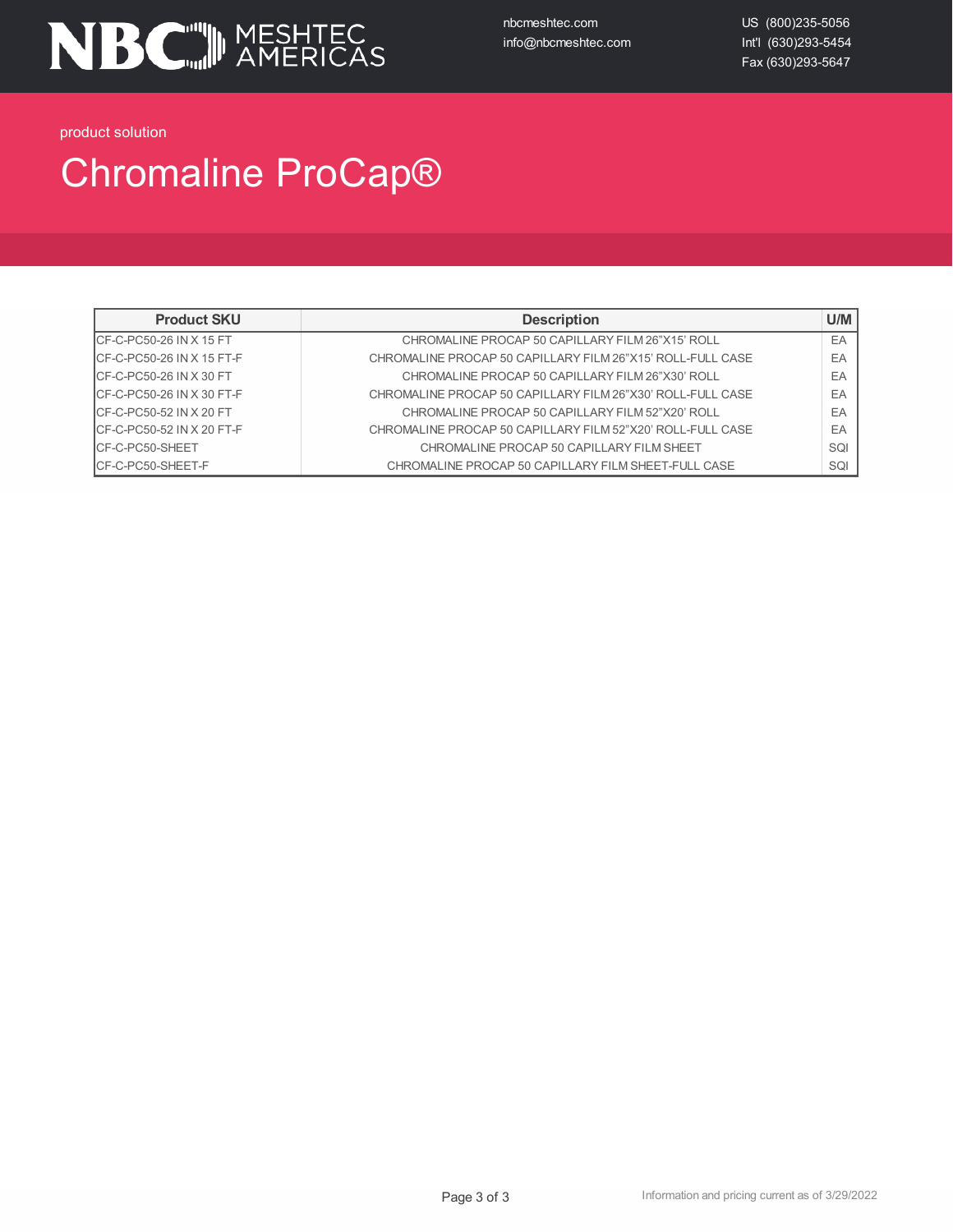product solution

# Chromaline ProCap®

| Product SKU | Description | U/M |
| --- | --- | --- |
| CF-C-PC50-26 IN X 15 FT | CHROMALINE PROCAP 50 CAPILLARY FILM 26”X15’ ROLL | EA |
| CF-C-PC50-26 IN X 15 FT-F | CHROMALINE PROCAP 50 CAPILLARY FILM 26”X15’ ROLL-FULL CASE | EA |
| CF-C-PC50-26 IN X 30 FT | CHROMALINE PROCAP 50 CAPILLARY FILM 26”X30’ ROLL | EA |
| CF-C-PC50-26 IN X 30 FT-F | CHROMALINE PROCAP 50 CAPILLARY FILM 26”X30’ ROLL-FULL CASE | EA |
| CF-C-PC50-52 IN X 20 FT | CHROMALINE PROCAP 50 CAPILLARY FILM 52”X20’ ROLL | EA |
| CF-C-PC50-52 IN X 20 FT-F | CHROMALINE PROCAP 50 CAPILLARY FILM 52”X20’ ROLL-FULL CASE | EA |
| CF-C-PC50-SHEET | CHROMALINE PROCAP 50 CAPILLARY FILM SHEET | SQI |
| CF-C-PC50-SHEET-F | CHROMALINE PROCAP 50 CAPILLARY FILM SHEET-FULL CASE | SQI |

Information and pricing current as of 3/29/2022